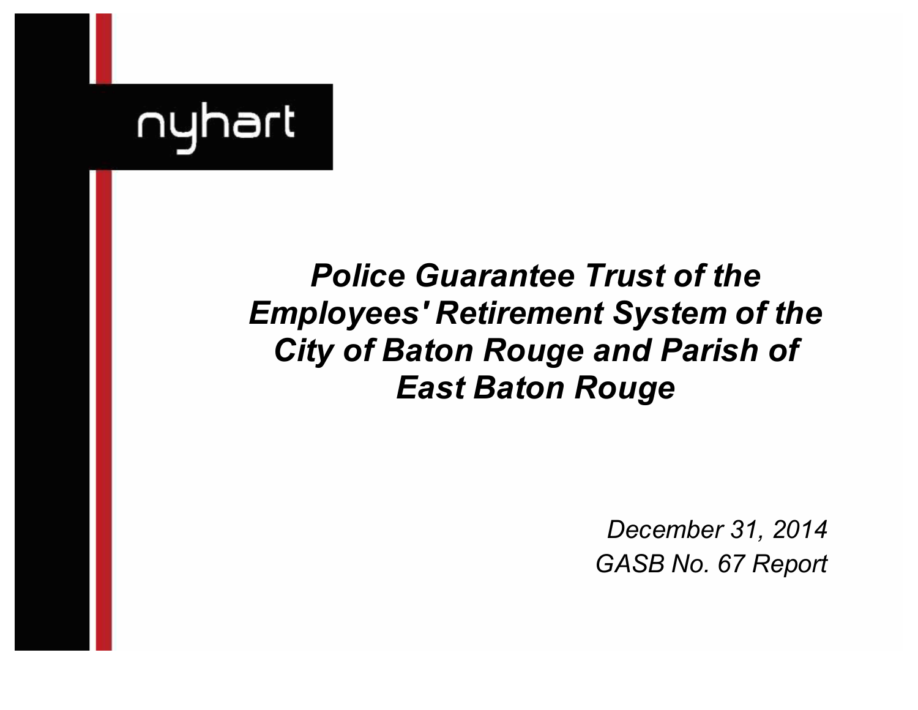nyhart

# *Police Guarantee Trust of the Employees' Retirement System of the City of Baton Rouge and Parish of East Baton Rouge*

*December 31, 2014*

*GASB No. 67 Report*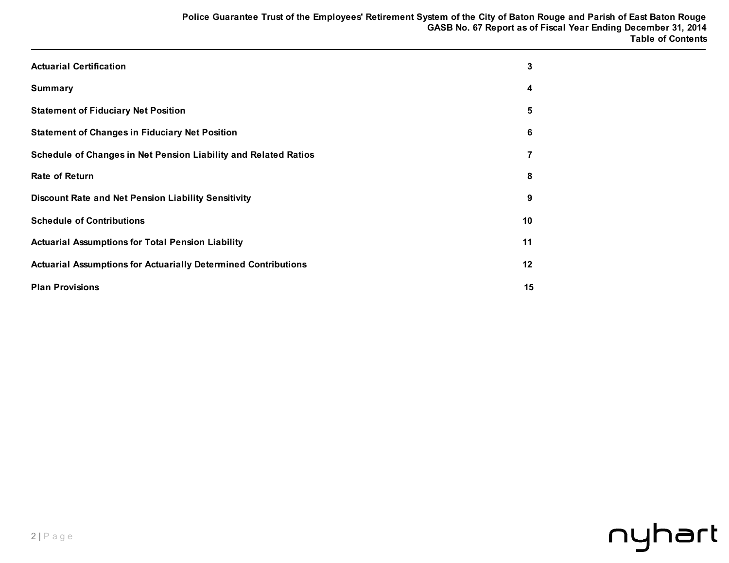# Table of Contents

| | |
|---|---|
| **Actuarial Certification** | **3** |
| **Summary** | **4** |
| **Statement of Fiduciary Net Position** | **5** |
| **Statement of Changes in Fiduciary Net Position** | **6** |
| **Schedule of Changes in Net Pension Liability and Related Ratios** | **7** |
| **Rate of Return** | **8** |
| **Discount Rate and Net Pension Liability Sensitivity** | **9** |
| **Schedule of Contributions** | **10** |
| **Actuarial Assumptions for Total Pension Liability** | **11** |
| **Actuarial Assumptions for Actuarially Determined Contributions** | **12** |
| **Plan Provisions** | **15** |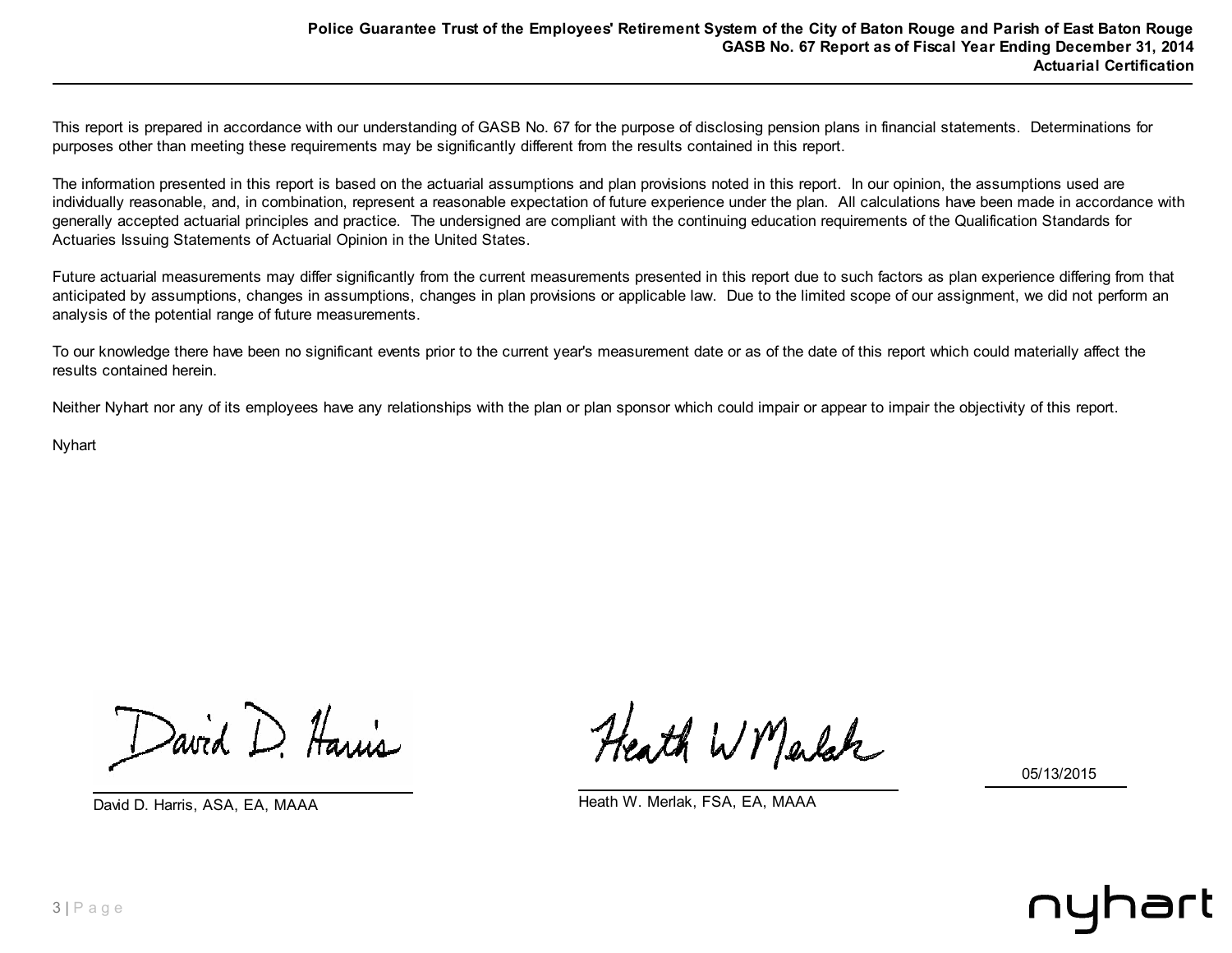This report is prepared in accordance with our understanding of GASB No. 67 for the purpose of disclosing pension plans in financial statements. Determinations for purposes other than meeting these requirements may be significantly different from the results contained in this report.

The information presented in this report is based on the actuarial assumptions and plan provisions noted in this report. In our opinion, the assumptions used are individually reasonable, and, in combination, represent a reasonable expectation of future experience under the plan. All calculations have been made in accordance with generally accepted actuarial principles and practice. The undersigned are compliant with the continuing education requirements of the Qualification Standards for Actuaries Issuing Statements of Actuarial Opinion in the United States.

Future actuarial measurements may differ significantly from the current measurements presented in this report due to such factors as plan experience differing from that anticipated by assumptions, changes in assumptions, changes in plan provisions or applicable law. Due to the limited scope of our assignment, we did not perform an analysis of the potential range of future measurements.

To our knowledge there have been no significant events prior to the current year's measurement date or as of the date of this report which could materially affect the results contained herein.

Neither Nyhart nor any of its employees have any relationships with the plan or plan sponsor which could impair or appear to impair the objectivity of this report.

Nyhart

David D. Harris, ASA, EA, MAAA

Heath W. Merlak, FSA, EA, MAAA

05/13/2015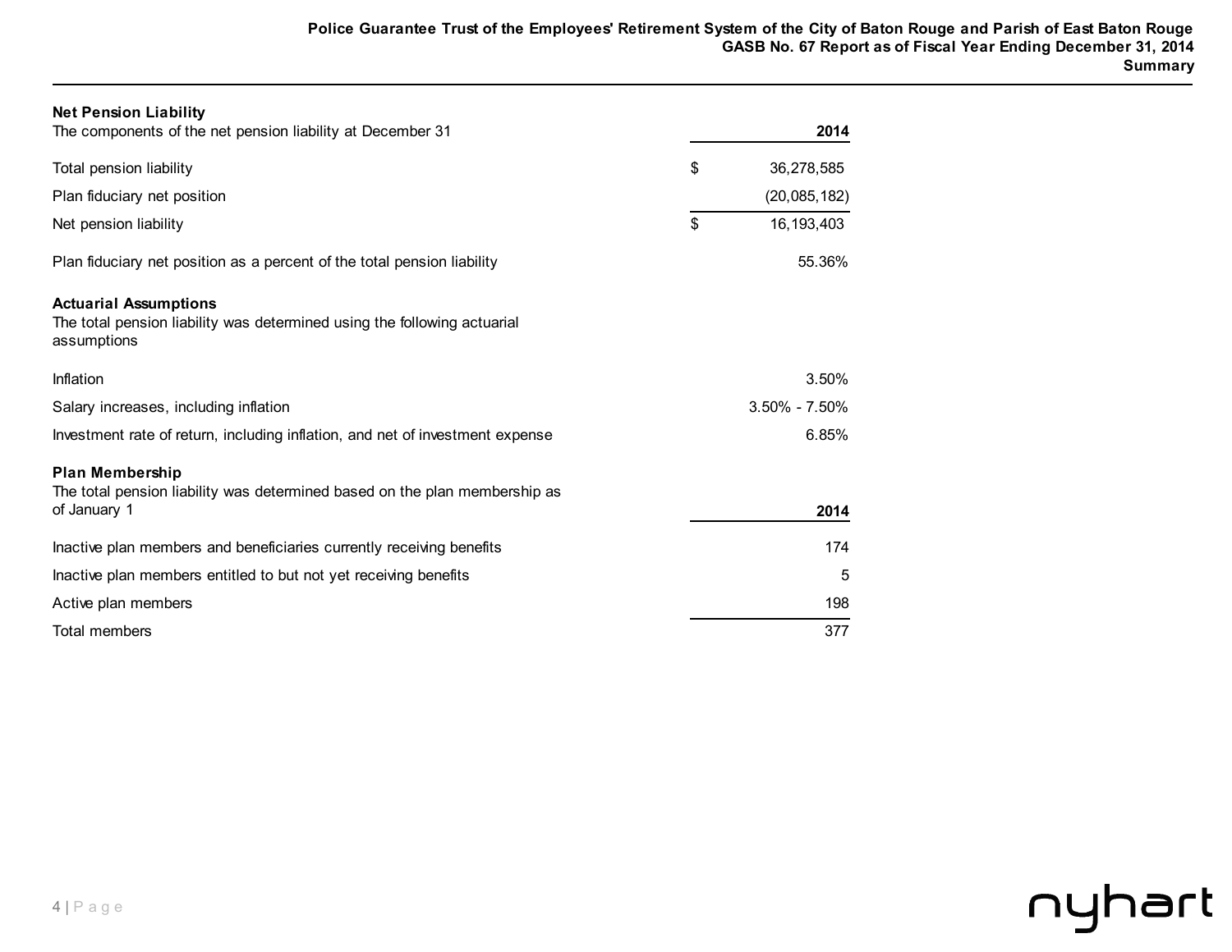## Net Pension Liability

| The components of the net pension liability at December 31 | 2014 |
|---|---|
| Total pension liability | $ 36,278,585 |
| Plan fiduciary net position | (20,085,182) |
| Net pension liability | $ 16,193,403 |
| Plan fiduciary net position as a percent of the total pension liability | 55.36% |

## Actuarial Assumptions

The total pension liability was determined using the following actuarial assumptions

| | |
|---|---|
| Inflation | 3.50% |
| Salary increases, including inflation | 3.50% - 7.50% |
| Investment rate of return, including inflation, and net of investment expense | 6.85% |

## Plan Membership

| The total pension liability was determined based on the plan membership as of January 1 | 2014 |
|---|---|
| Inactive plan members and beneficiaries currently receiving benefits | 174 |
| Inactive plan members entitled to but not yet receiving benefits | 5 |
| Active plan members | 198 |
| Total members | 377 |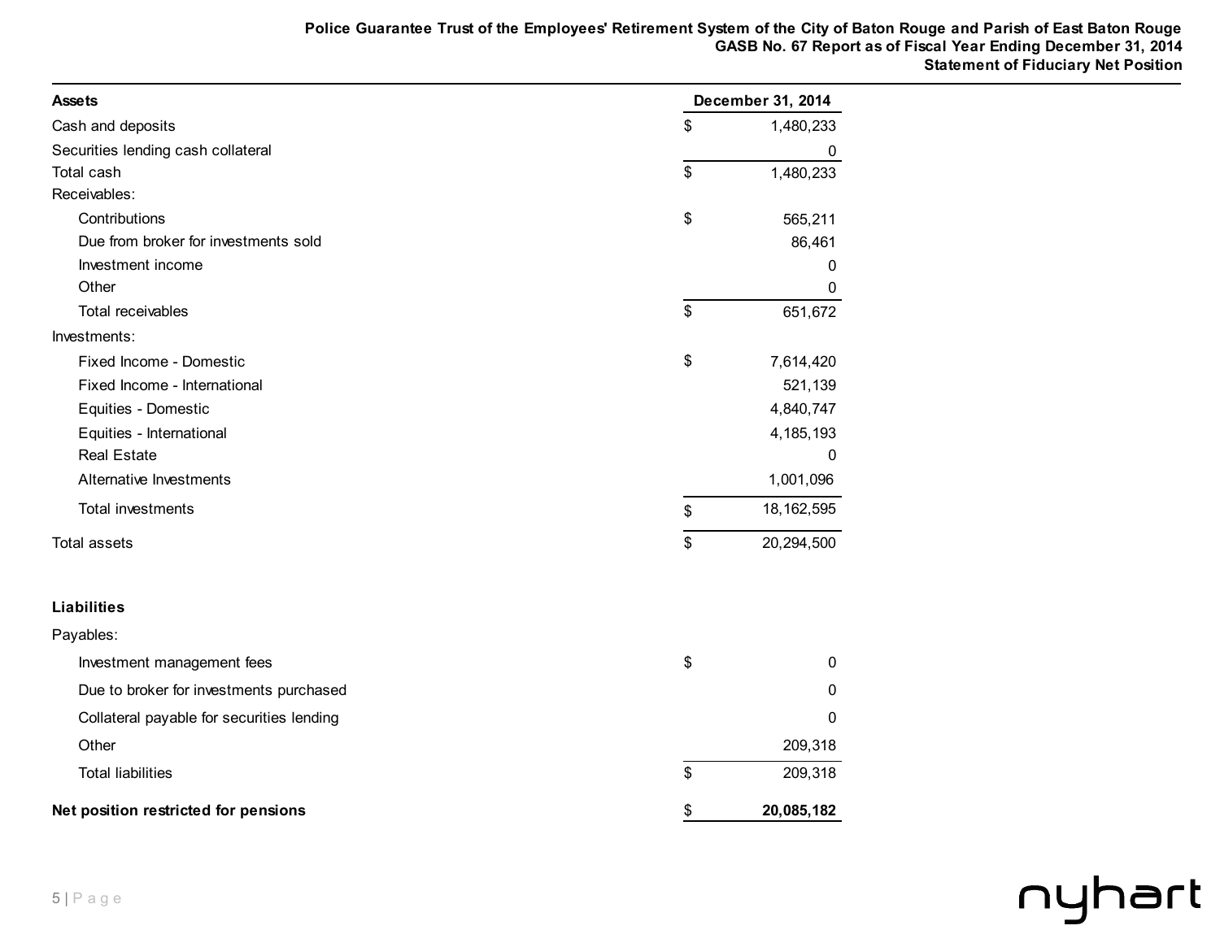# Police Guarantee Trust of the Employees' Retirement System of the City of Baton Rouge and Parish of East Baton Rouge

## GASB No. 67 Report as of Fiscal Year Ending December 31, 2014

## Statement of Fiduciary Net Position

| **Assets** | **December 31, 2014** |
|---|---|
| Cash and deposits | $ 1,480,233 |
| Securities lending cash collateral | 0 |
| Total cash | $ 1,480,233 |
| Receivables: | |
| Contributions | $ 565,211 |
| Due from broker for investments sold | 86,461 |
| Investment income | 0 |
| Other | 0 |
| Total receivables | $ 651,672 |
| Investments: | |
| Fixed Income - Domestic | $ 7,614,420 |
| Fixed Income - International | 521,139 |
| Equities - Domestic | 4,840,747 |
| Equities - International | 4,185,193 |
| Real Estate | 0 |
| Alternative Investments | 1,001,096 |
| Total investments | $ 18,162,595 |
| Total assets | $ 20,294,500 |
| | |
| **Liabilities** | |
| Payables: | |
| Investment management fees | $ 0 |
| Due to broker for investments purchased | 0 |
| Collateral payable for securities lending | 0 |
| Other | 209,318 |
| Total liabilities | $ 209,318 |
| **Net position restricted for pensions** | **$ 20,085,182** |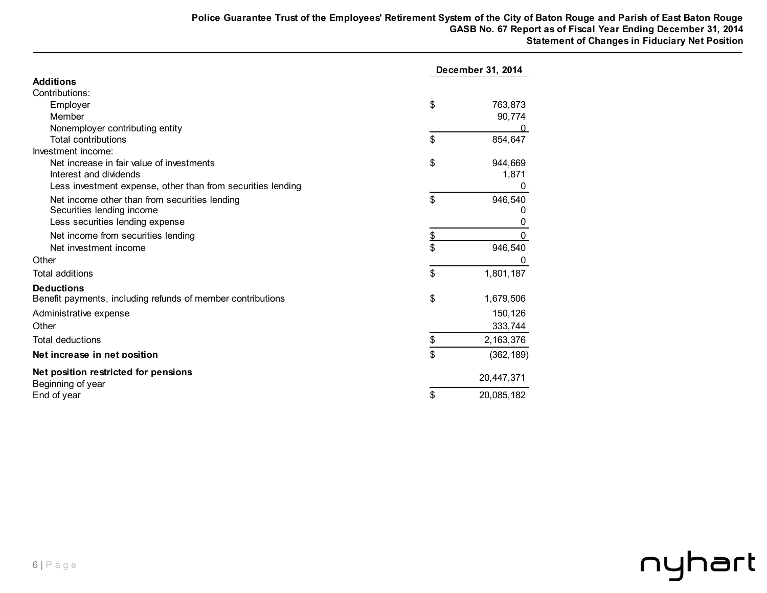# Police Guarantee Trust of the Employees' Retirement System of the City of Baton Rouge and Parish of East Baton Rouge
## GASB No. 67 Report as of Fiscal Year Ending December 31, 2014
## Statement of Changes in Fiduciary Net Position

| | December 31, 2014 |
|---|---|
| **Additions** | |
| Contributions: | |
| Employer | $ 763,873 |
| Member | 90,774 |
| Nonemployer contributing entity | 0 |
| Total contributions | $ 854,647 |
| Investment income: | |
| Net increase in fair value of investments | $ 944,669 |
| Interest and dividends | 1,871 |
| Less investment expense, other than from securities lending | 0 |
| Net income other than from securities lending | $ 946,540 |
| Securities lending income | 0 |
| Less securities lending expense | 0 |
| Net income from securities lending | $ 0 |
| Net investment income | $ 946,540 |
| Other | 0 |
| Total additions | $ 1,801,187 |
| **Deductions** | |
| Benefit payments, including refunds of member contributions | $ 1,679,506 |
| Administrative expense | 150,126 |
| Other | 333,744 |
| Total deductions | $ 2,163,376 |
| **Net increase in net position** | $ (362,189) |
| **Net position restricted for pensions** | |
| Beginning of year | 20,447,371 |
| End of year | $ 20,085,182 |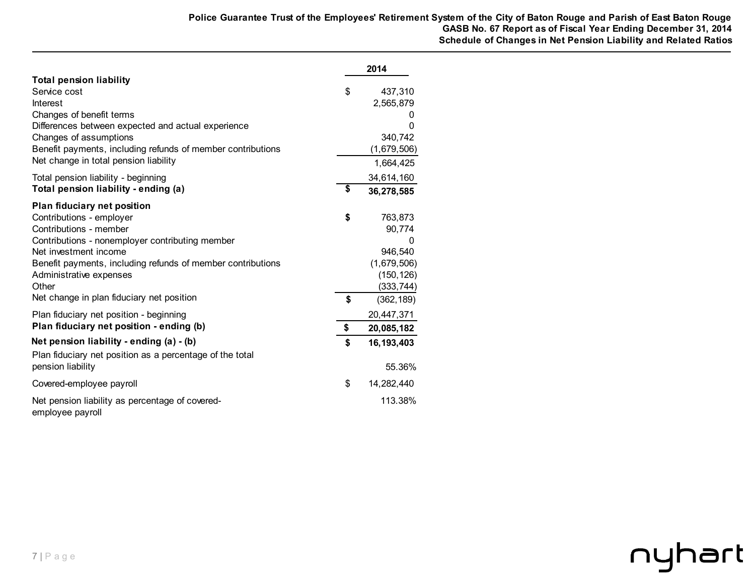**Police Guarantee Trust of the Employees' Retirement System of the City of Baton Rouge and Parish of East Baton Rouge**
**GASB No. 67 Report as of Fiscal Year Ending December 31, 2014**
**Schedule of Changes in Net Pension Liability and Related Ratios**

| | 2014 |
|---|---|
| **Total pension liability** | |
| Service cost | $ 437,310 |
| Interest | 2,565,879 |
| Changes of benefit terms | 0 |
| Differences between expected and actual experience | 0 |
| Changes of assumptions | 340,742 |
| Benefit payments, including refunds of member contributions | (1,679,506) |
| Net change in total pension liability | 1,664,425 |
| Total pension liability - beginning | 34,614,160 |
| **Total pension liability - ending (a)** | **$ 36,278,585** |
| **Plan fiduciary net position** | |
| Contributions - employer | **$** 763,873 |
| Contributions - member | 90,774 |
| Contributions - nonemployer contributing member | 0 |
| Net investment income | 946,540 |
| Benefit payments, including refunds of member contributions | (1,679,506) |
| Administrative expenses | (150,126) |
| Other | (333,744) |
| Net change in plan fiduciary net position | **$** (362,189) |
| Plan fiduciary net position - beginning | 20,447,371 |
| **Plan fiduciary net position - ending (b)** | **$ 20,085,182** |
| **Net pension liability - ending (a) - (b)** | **$ 16,193,403** |
| Plan fiduciary net position as a percentage of the total pension liability | 55.36% |
| Covered-employee payroll | $ 14,282,440 |
| Net pension liability as percentage of covered-employee payroll | 113.38% |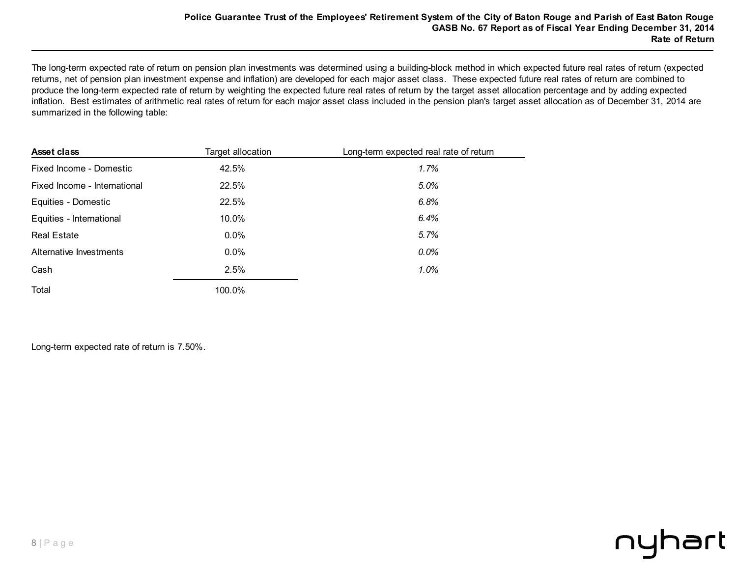The long-term expected rate of return on pension plan investments was determined using a building-block method in which expected future real rates of return (expected returns, net of pension plan investment expense and inflation) are developed for each major asset class. These expected future real rates of return are combined to produce the long-term expected rate of return by weighting the expected future real rates of return by the target asset allocation percentage and by adding expected inflation. Best estimates of arithmetic real rates of return for each major asset class included in the pension plan's target asset allocation as of December 31, 2014 are summarized in the following table:

| **Asset class** | Target allocation | Long-term expected real rate of return |
|---|---|---|
| Fixed Income - Domestic | 42.5% | *1.7%* |
| Fixed Income - International | 22.5% | *5.0%* |
| Equities - Domestic | 22.5% | *6.8%* |
| Equities - International | 10.0% | *6.4%* |
| Real Estate | 0.0% | *5.7%* |
| Alternative Investments | 0.0% | *0.0%* |
| Cash | 2.5% | *1.0%* |
| Total | 100.0% | |

Long-term expected rate of return is 7.50%.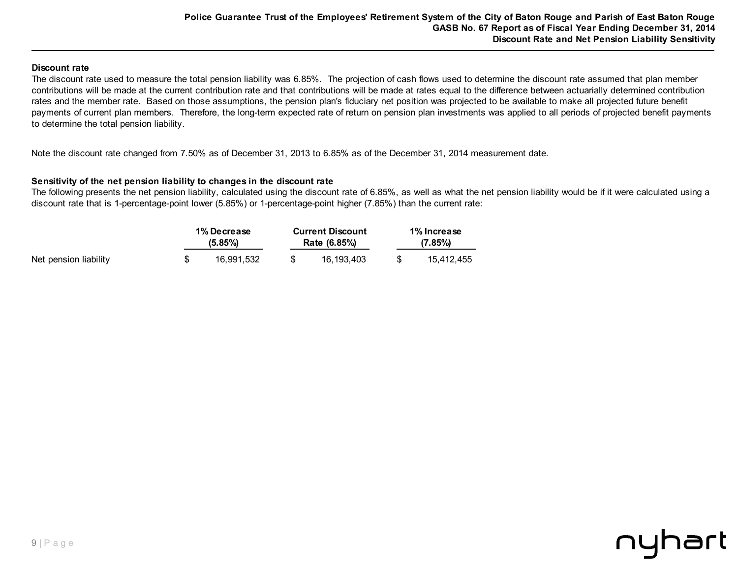### Discount rate

The discount rate used to measure the total pension liability was 6.85%. The projection of cash flows used to determine the discount rate assumed that plan member contributions will be made at the current contribution rate and that contributions will be made at rates equal to the difference between actuarially determined contribution rates and the member rate. Based on those assumptions, the pension plan's fiduciary net position was projected to be available to make all projected future benefit payments of current plan members. Therefore, the long-term expected rate of return on pension plan investments was applied to all periods of projected benefit payments to determine the total pension liability.

Note the discount rate changed from 7.50% as of December 31, 2013 to 6.85% as of the December 31, 2014 measurement date.

### Sensitivity of the net pension liability to changes in the discount rate

The following presents the net pension liability, calculated using the discount rate of 6.85%, as well as what the net pension liability would be if it were calculated using a discount rate that is 1-percentage-point lower (5.85%) or 1-percentage-point higher (7.85%) than the current rate:

| | 1% Decrease (5.85%) | Current Discount Rate (6.85%) | 1% Increase (7.85%) |
|---|---|---|---|
| Net pension liability | $ 16,991,532 | $ 16,193,403 | $ 15,412,455 |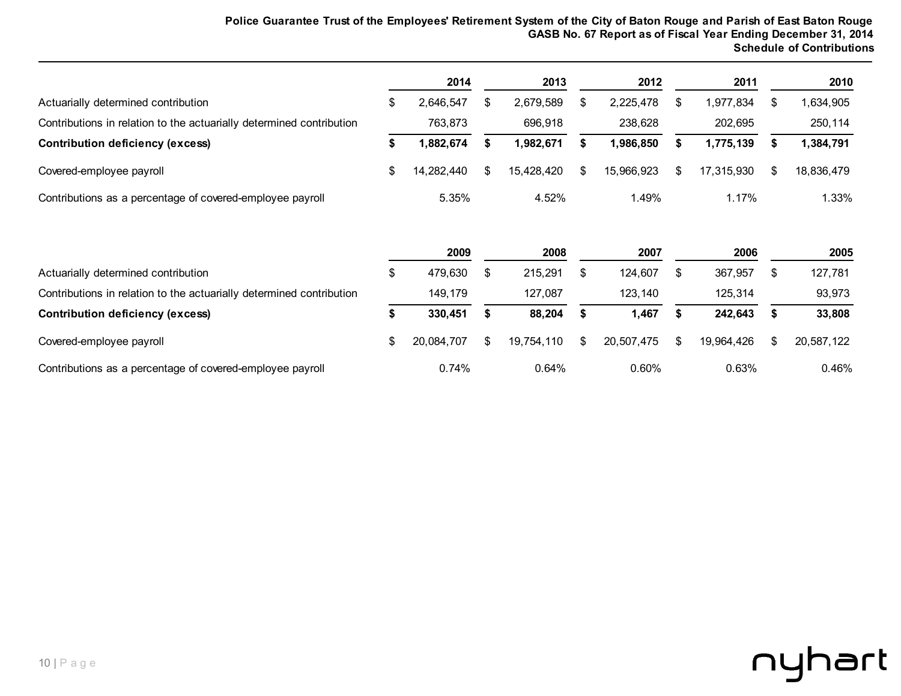Police Guarantee Trust of the Employees' Retirement System of the City of Baton Rouge and Parish of East Baton Rouge
GASB No. 67 Report as of Fiscal Year Ending December 31, 2014

## Schedule of Contributions

| | 2014 | 2013 | 2012 | 2011 | 2010 |
|---|---|---|---|---|---|
| Actuarially determined contribution | $ 2,646,547 | $ 2,679,589 | $ 2,225,478 | $ 1,977,834 | $ 1,634,905 |
| Contributions in relation to the actuarially determined contribution | 763,873 | 696,918 | 238,628 | 202,695 | 250,114 |
| **Contribution deficiency (excess)** | **$ 1,882,674** | **$ 1,982,671** | **$ 1,986,850** | **$ 1,775,139** | **$ 1,384,791** |
| Covered-employee payroll | $ 14,282,440 | $ 15,428,420 | $ 15,966,923 | $ 17,315,930 | $ 18,836,479 |
| Contributions as a percentage of covered-employee payroll | 5.35% | 4.52% | 1.49% | 1.17% | 1.33% |

| | 2009 | 2008 | 2007 | 2006 | 2005 |
|---|---|---|---|---|---|
| Actuarially determined contribution | $ 479,630 | $ 215,291 | $ 124,607 | $ 367,957 | $ 127,781 |
| Contributions in relation to the actuarially determined contribution | 149,179 | 127,087 | 123,140 | 125,314 | 93,973 |
| **Contribution deficiency (excess)** | **$ 330,451** | **$ 88,204** | **$ 1,467** | **$ 242,643** | **$ 33,808** |
| Covered-employee payroll | $ 20,084,707 | $ 19,754,110 | $ 20,507,475 | $ 19,964,426 | $ 20,587,122 |
| Contributions as a percentage of covered-employee payroll | 0.74% | 0.64% | 0.60% | 0.63% | 0.46% |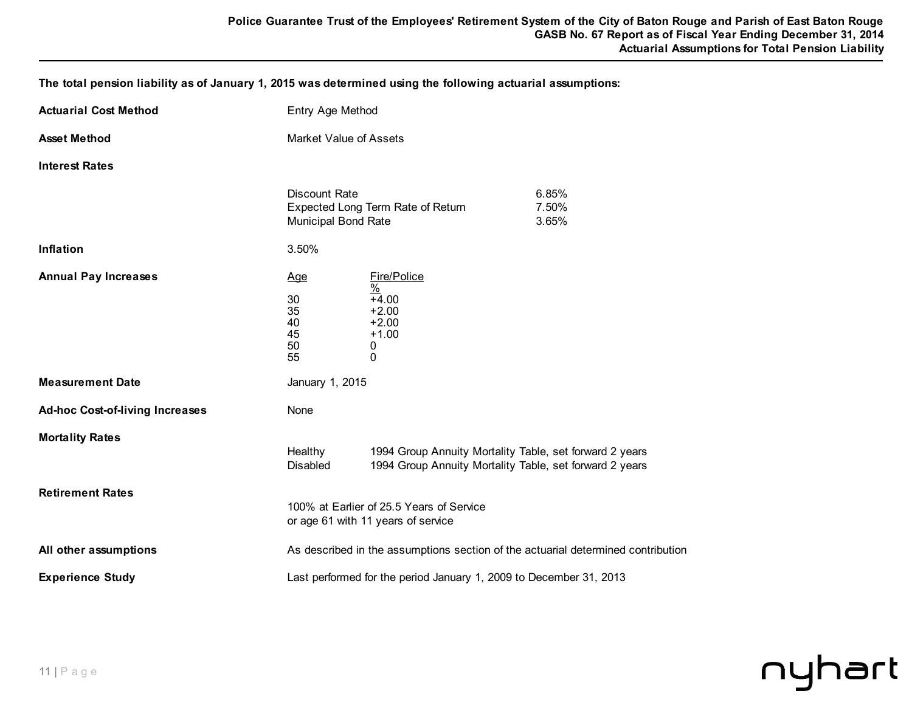**The total pension liability as of January 1, 2015 was determined using the following actuarial assumptions:**

**Actuarial Cost Method** — Entry Age Method

**Asset Method** — Market Value of Assets

**Interest Rates**

| | |
|---|---|
| Discount Rate | 6.85% |
| Expected Long Term Rate of Return | 7.50% |
| Municipal Bond Rate | 3.65% |

**Inflation** — 3.50%

**Annual Pay Increases**

| Age | Fire/Police % |
|---|---|
| 30 | +4.00 |
| 35 | +2.00 |
| 40 | +2.00 |
| 45 | +1.00 |
| 50 | 0 |
| 55 | 0 |

**Measurement Date** — January 1, 2015

**Ad-hoc Cost-of-living Increases** — None

**Mortality Rates**

| | |
|---|---|
| Healthy | 1994 Group Annuity Mortality Table, set forward 2 years |
| Disabled | 1994 Group Annuity Mortality Table, set forward 2 years |

**Retirement Rates**

100% at Earlier of 25.5 Years of Service
or age 61 with 11 years of service

**All other assumptions** — As described in the assumptions section of the actuarial determined contribution

**Experience Study** — Last performed for the period January 1, 2009 to December 31, 2013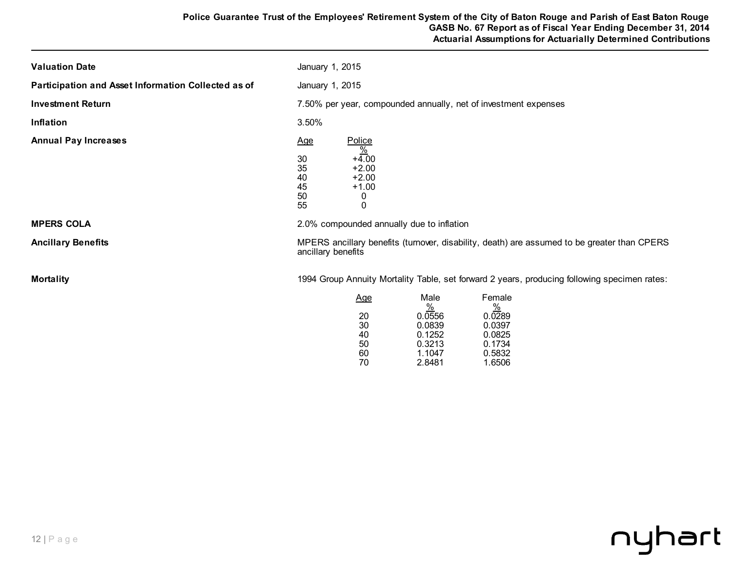**Valuation Date** January 1, 2015

**Participation and Asset Information Collected as of** January 1, 2015

**Investment Return** 7.50% per year, compounded annually, net of investment expenses

**Inflation** 3.50%

**Annual Pay Increases**

| Age | Police % |
|---|---|
| 30 | +4.00 |
| 35 | +2.00 |
| 40 | +2.00 |
| 45 | +1.00 |
| 50 | 0 |
| 55 | 0 |

**MPERS COLA** 2.0% compounded annually due to inflation

**Ancillary Benefits** MPERS ancillary benefits (turnover, disability, death) are assumed to be greater than CPERS ancillary benefits

**Mortality** 1994 Group Annuity Mortality Table, set forward 2 years, producing following specimen rates:

| Age | Male % | Female % |
|---|---|---|
| 20 | 0.0556 | 0.0289 |
| 30 | 0.0839 | 0.0397 |
| 40 | 0.1252 | 0.0825 |
| 50 | 0.3213 | 0.1734 |
| 60 | 1.1047 | 0.5832 |
| 70 | 2.8481 | 1.6506 |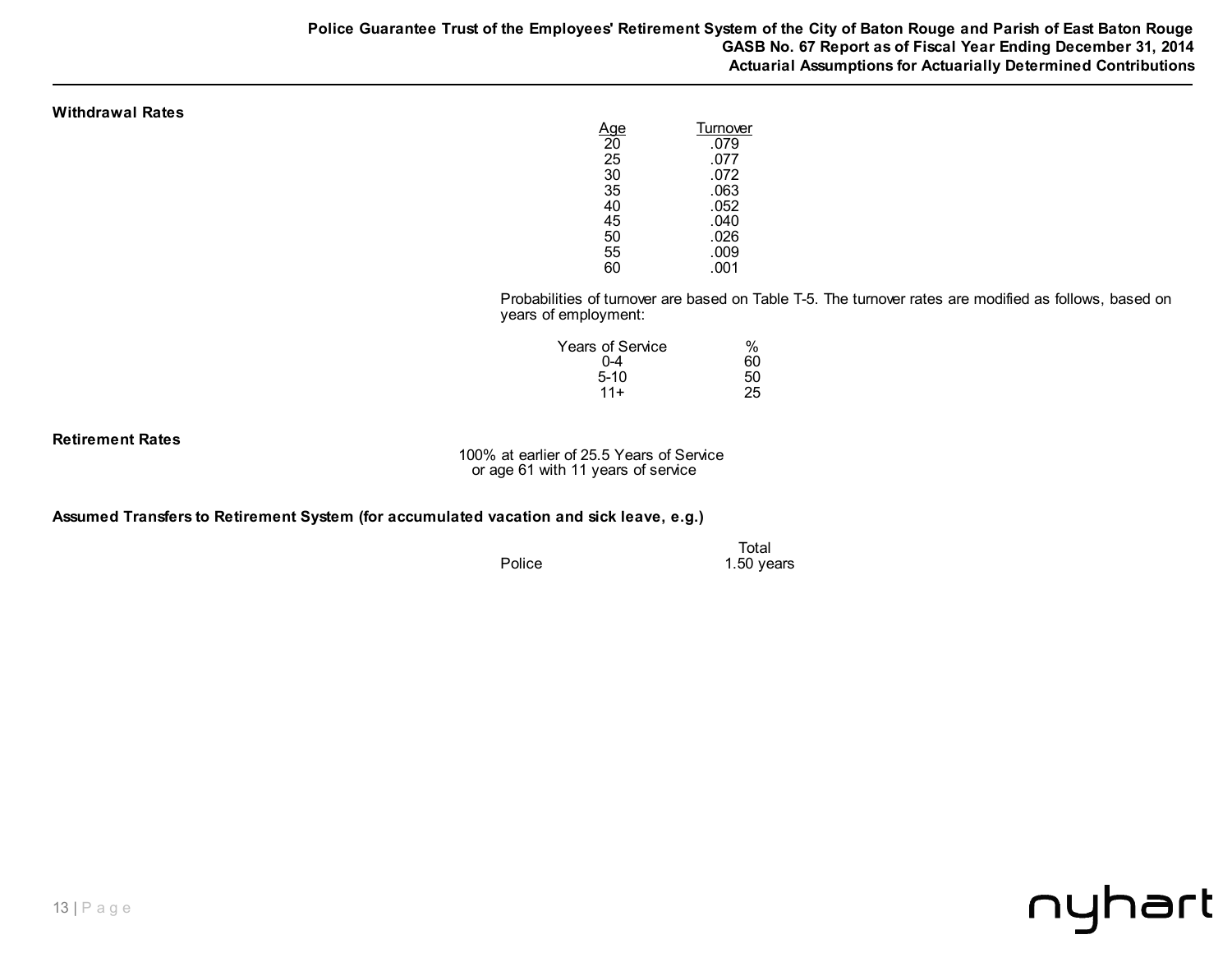**Withdrawal Rates**

| Age | Turnover |
|---|---|
| 20 | .079 |
| 25 | .077 |
| 30 | .072 |
| 35 | .063 |
| 40 | .052 |
| 45 | .040 |
| 50 | .026 |
| 55 | .009 |
| 60 | .001 |

Probabilities of turnover are based on Table T-5. The turnover rates are modified as follows, based on years of employment:

| Years of Service | % |
|---|---|
| 0-4 | 60 |
| 5-10 | 50 |
| 11+ | 25 |

**Retirement Rates**

100% at earlier of 25.5 Years of Service or age 61 with 11 years of service

**Assumed Transfers to Retirement System (for accumulated vacation and sick leave, e.g.)**

| | Total |
|---|---|
| Police | 1.50 years |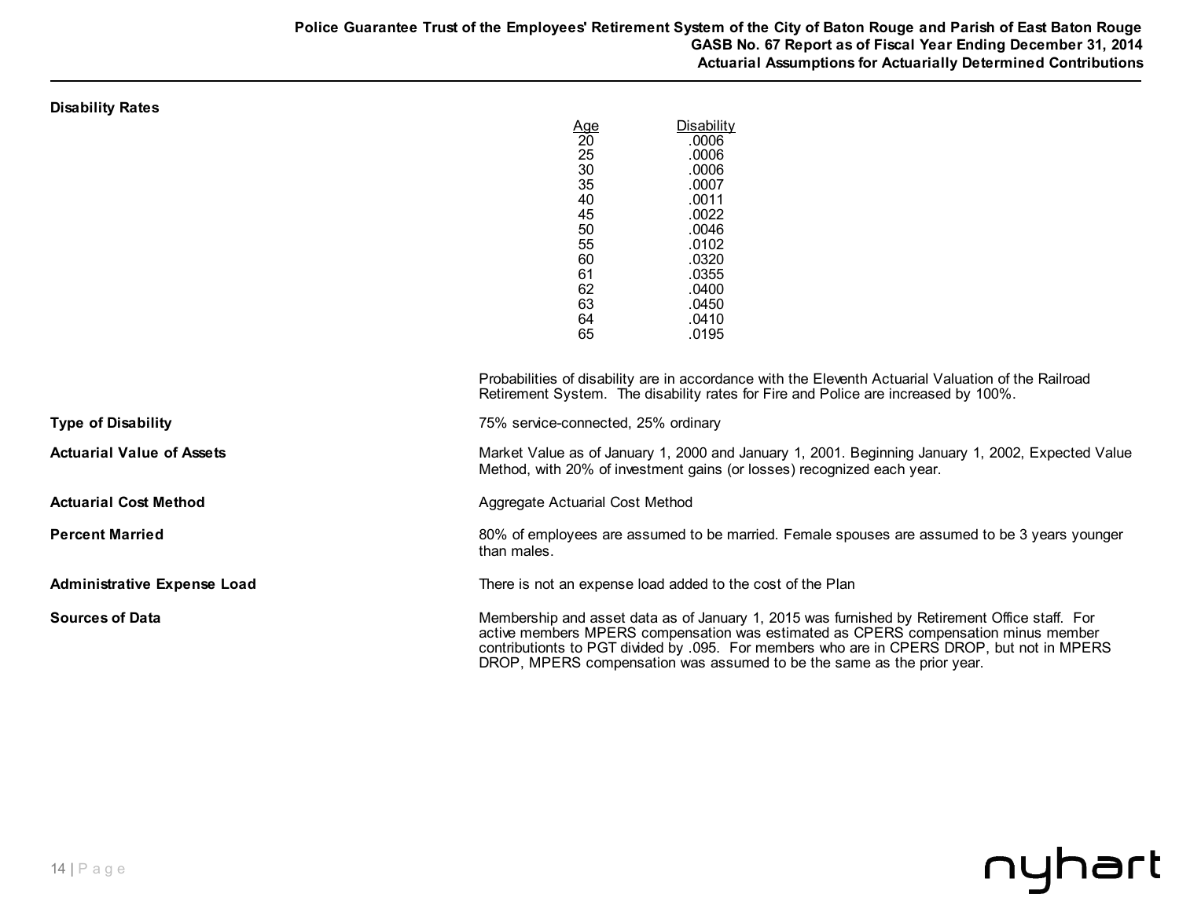**Disability Rates**

| Age | Disability |
|---|---|
| 20 | .0006 |
| 25 | .0006 |
| 30 | .0006 |
| 35 | .0007 |
| 40 | .0011 |
| 45 | .0022 |
| 50 | .0046 |
| 55 | .0102 |
| 60 | .0320 |
| 61 | .0355 |
| 62 | .0400 |
| 63 | .0450 |
| 64 | .0410 |
| 65 | .0195 |

Probabilities of disability are in accordance with the Eleventh Actuarial Valuation of the Railroad Retirement System. The disability rates for Fire and Police are increased by 100%.

**Type of Disability**

75% service-connected, 25% ordinary

**Actuarial Value of Assets**

Market Value as of January 1, 2000 and January 1, 2001. Beginning January 1, 2002, Expected Value Method, with 20% of investment gains (or losses) recognized each year.

**Actuarial Cost Method**

Aggregate Actuarial Cost Method

**Percent Married**

80% of employees are assumed to be married. Female spouses are assumed to be 3 years younger than males.

**Administrative Expense Load**

There is not an expense load added to the cost of the Plan

**Sources of Data**

Membership and asset data as of January 1, 2015 was furnished by Retirement Office staff. For active members MPERS compensation was estimated as CPERS compensation minus member contributionts to PGT divided by .095. For members who are in CPERS DROP, but not in MPERS DROP, MPERS compensation was assumed to be the same as the prior year.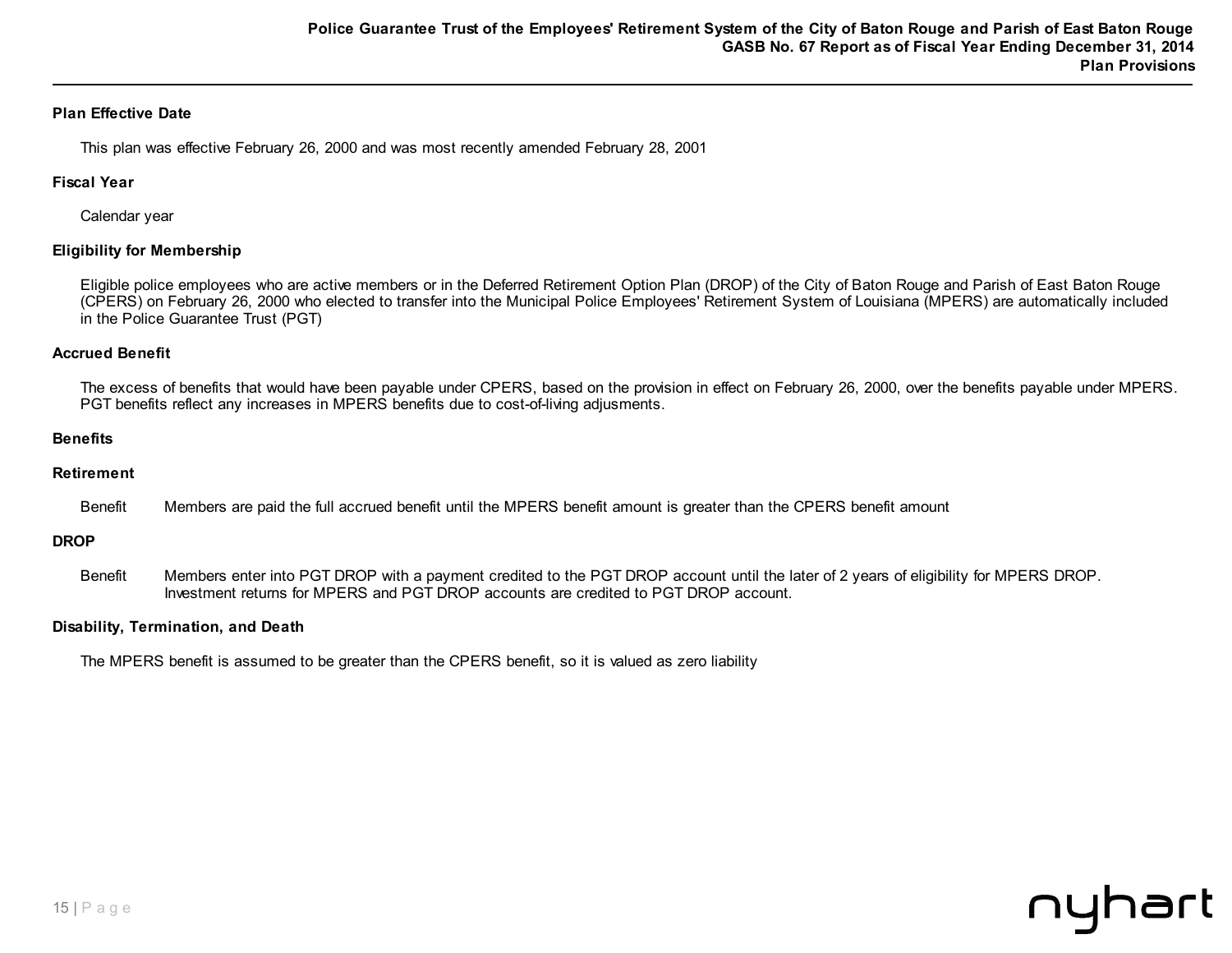## Plan Effective Date

This plan was effective February 26, 2000 and was most recently amended February 28, 2001

## Fiscal Year

Calendar year

## Eligibility for Membership

Eligible police employees who are active members or in the Deferred Retirement Option Plan (DROP) of the City of Baton Rouge and Parish of East Baton Rouge (CPERS) on February 26, 2000 who elected to transfer into the Municipal Police Employees' Retirement System of Louisiana (MPERS) are automatically included in the Police Guarantee Trust (PGT)

## Accrued Benefit

The excess of benefits that would have been payable under CPERS, based on the provision in effect on February 26, 2000, over the benefits payable under MPERS. PGT benefits reflect any increases in MPERS benefits due to cost-of-living adjusments.

## Benefits

### Retirement

Benefit — Members are paid the full accrued benefit until the MPERS benefit amount is greater than the CPERS benefit amount

### DROP

Benefit — Members enter into PGT DROP with a payment credited to the PGT DROP account until the later of 2 years of eligibility for MPERS DROP. Investment returns for MPERS and PGT DROP accounts are credited to PGT DROP account.

### Disability, Termination, and Death

The MPERS benefit is assumed to be greater than the CPERS benefit, so it is valued as zero liability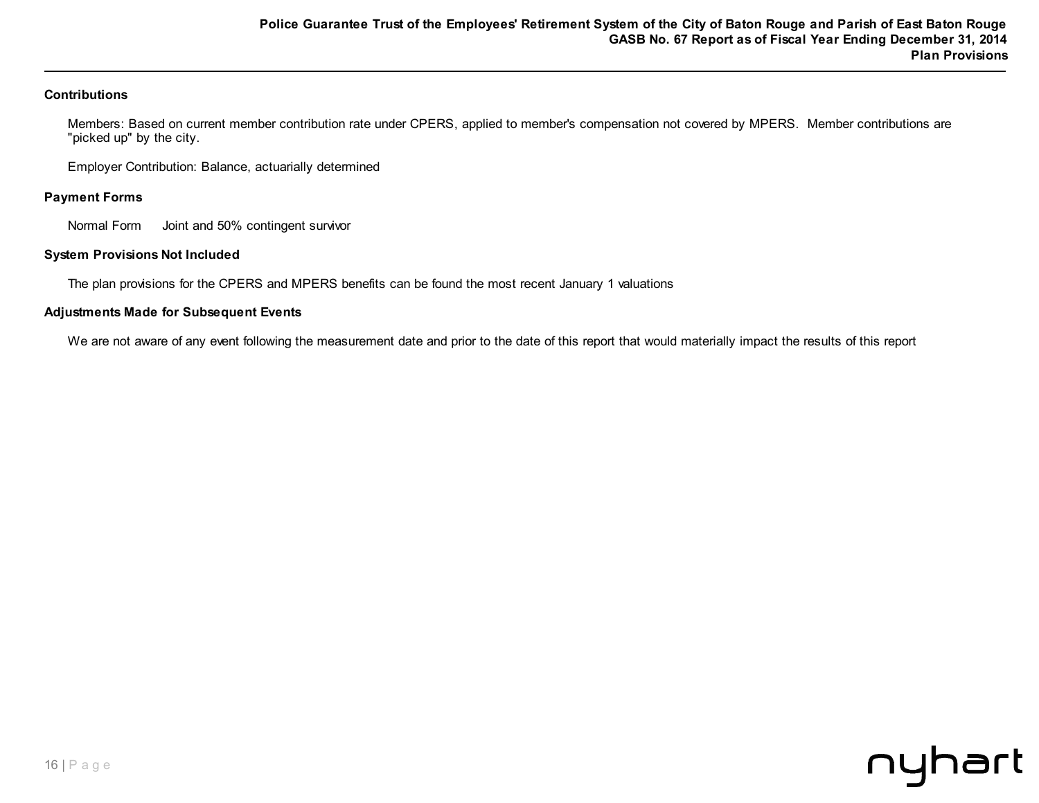### Contributions

Members: Based on current member contribution rate under CPERS, applied to member's compensation not covered by MPERS. Member contributions are "picked up" by the city.

Employer Contribution: Balance, actuarially determined

### Payment Forms

Normal Form   Joint and 50% contingent survivor

### System Provisions Not Included

The plan provisions for the CPERS and MPERS benefits can be found the most recent January 1 valuations

### Adjustments Made for Subsequent Events

We are not aware of any event following the measurement date and prior to the date of this report that would materially impact the results of this report